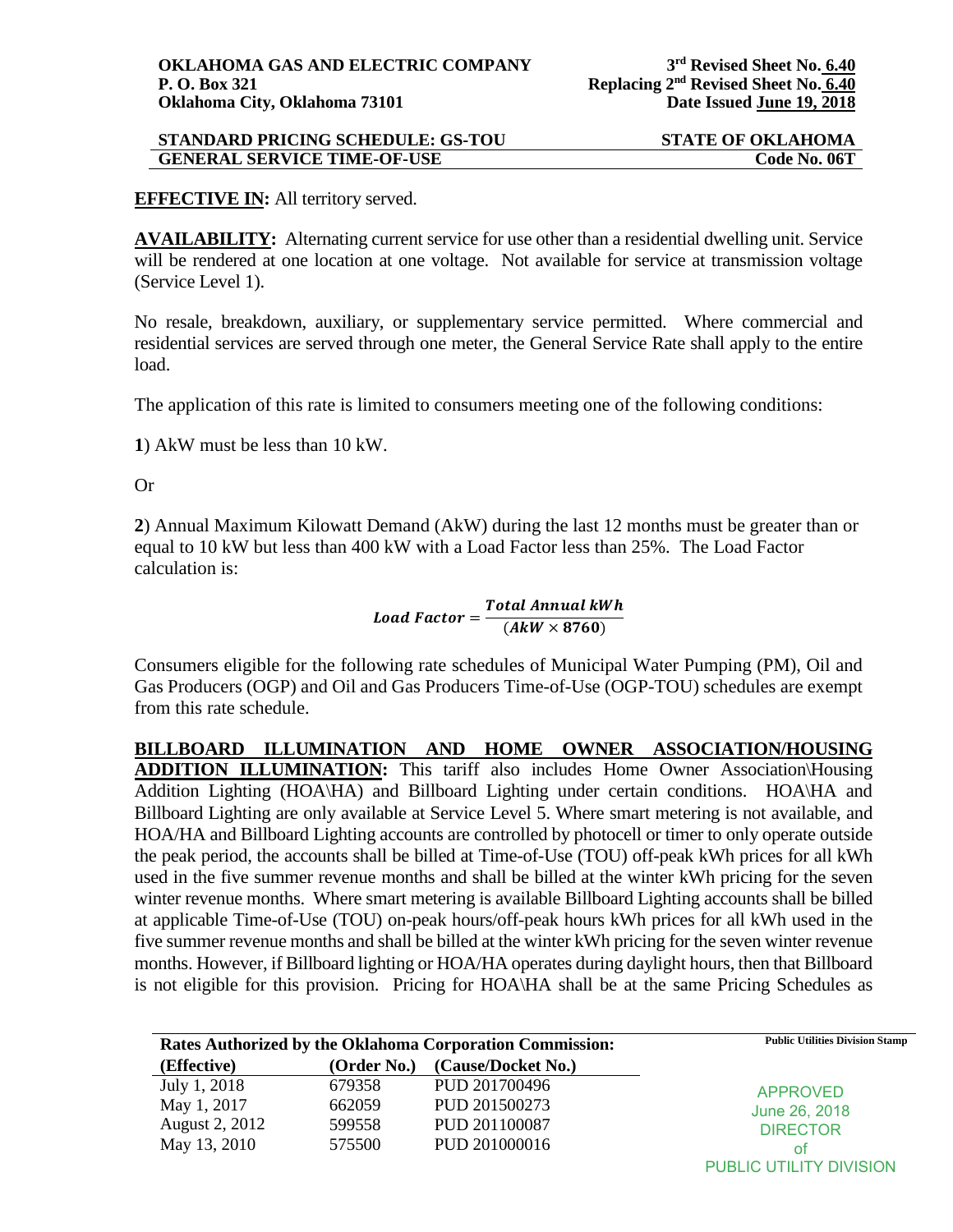**OKLAHOMA GAS AND ELECTRIC COMPANY**
**P. O. Box 321**
**Oklahoma City, Oklahoma 73101**

**3rd Revised Sheet No. 6.40**
**Replacing 2nd Revised Sheet No. 6.40**
**Date Issued June 19, 2018**

| **STANDARD PRICING SCHEDULE: GS-TOU** | **STATE OF OKLAHOMA** |
|---|---|
| **GENERAL SERVICE TIME-OF-USE** | **Code No. 06T** |

**EFFECTIVE IN:** All territory served.

**AVAILABILITY:** Alternating current service for use other than a residential dwelling unit. Service will be rendered at one location at one voltage. Not available for service at transmission voltage (Service Level 1).

No resale, breakdown, auxiliary, or supplementary service permitted. Where commercial and residential services are served through one meter, the General Service Rate shall apply to the entire load.

The application of this rate is limited to consumers meeting one of the following conditions:

**1**) AkW must be less than 10 kW.

Or

**2**) Annual Maximum Kilowatt Demand (AkW) during the last 12 months must be greater than or equal to 10 kW but less than 400 kW with a Load Factor less than 25%. The Load Factor calculation is:

$$\textbf{\textit{Load Factor}} = \frac{\textbf{\textit{Total Annual kWh}}}{(\textbf{\textit{AkW}} \times \mathbf{8760})}$$

Consumers eligible for the following rate schedules of Municipal Water Pumping (PM), Oil and Gas Producers (OGP) and Oil and Gas Producers Time-of-Use (OGP-TOU) schedules are exempt from this rate schedule.

**BILLBOARD ILLUMINATION AND HOME OWNER ASSOCIATION/HOUSING ADDITION ILLUMINATION:** This tariff also includes Home Owner Association\Housing Addition Lighting (HOA\HA) and Billboard Lighting under certain conditions. HOA\HA and Billboard Lighting are only available at Service Level 5. Where smart metering is not available, and HOA/HA and Billboard Lighting accounts are controlled by photocell or timer to only operate outside the peak period, the accounts shall be billed at Time-of-Use (TOU) off-peak kWh prices for all kWh used in the five summer revenue months and shall be billed at the winter kWh pricing for the seven winter revenue months. Where smart metering is available Billboard Lighting accounts shall be billed at applicable Time-of-Use (TOU) on-peak hours/off-peak hours kWh prices for all kWh used in the five summer revenue months and shall be billed at the winter kWh pricing for the seven winter revenue months. However, if Billboard lighting or HOA/HA operates during daylight hours, then that Billboard is not eligible for this provision. Pricing for HOA\HA shall be at the same Pricing Schedules as

**Rates Authorized by the Oklahoma Corporation Commission:**

| **(Effective)** | **(Order No.)** | **(Cause/Docket No.)** |
|---|---|---|
| July 1, 2018 | 679358 | PUD 201700496 |
| May 1, 2017 | 662059 | PUD 201500273 |
| August 2, 2012 | 599558 | PUD 201100087 |
| May 13, 2010 | 575500 | PUD 201000016 |

**Public Utilities Division Stamp**

APPROVED
June 26, 2018
DIRECTOR
of
PUBLIC UTILITY DIVISION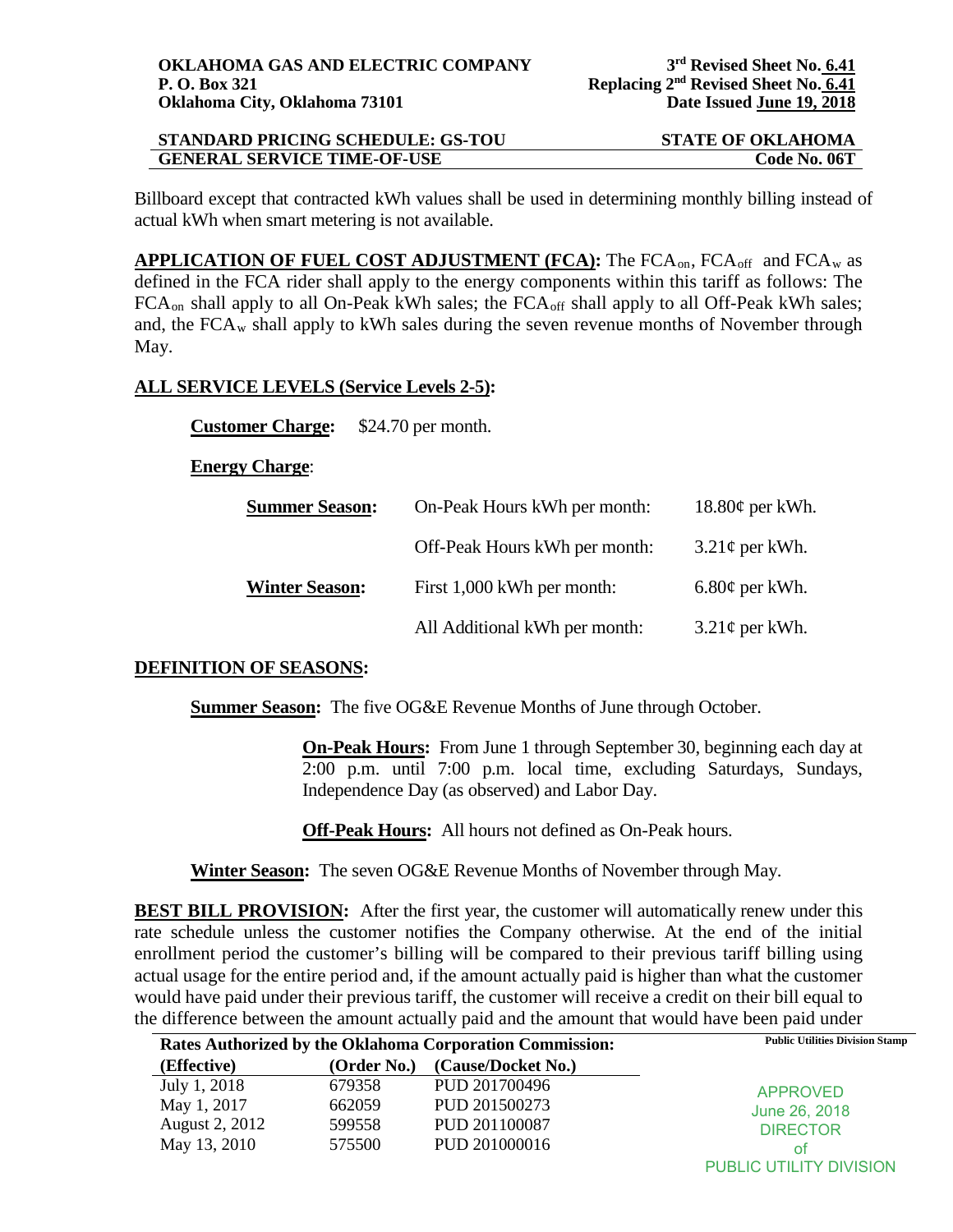Billboard except that contracted kWh values shall be used in determining monthly billing instead of actual kWh when smart metering is not available.

**APPLICATION OF FUEL COST ADJUSTMENT (FCA):** The $FCA_{on}$, $FCA_{off}$ and $FCA_{w}$ as defined in the FCA rider shall apply to the energy components within this tariff as follows: The $FCA_{on}$ shall apply to all On-Peak kWh sales; the $FCA_{off}$ shall apply to all Off-Peak kWh sales; and, the $FCA_{w}$ shall apply to kWh sales during the seven revenue months of November through May.

**ALL SERVICE LEVELS (Service Levels 2-5):**

**Customer Charge:** $24.70 per month.

**Energy Charge**:

| | | |
|---|---|---|
| **Summer Season:** | On-Peak Hours kWh per month: | 18.80¢ per kWh. |
| | Off-Peak Hours kWh per month: | 3.21¢ per kWh. |
| **Winter Season:** | First 1,000 kWh per month: | 6.80¢ per kWh. |
| | All Additional kWh per month: | 3.21¢ per kWh. |

**DEFINITION OF SEASONS:**

**Summer Season:** The five OG&E Revenue Months of June through October.

**On-Peak Hours:** From June 1 through September 30, beginning each day at 2:00 p.m. until 7:00 p.m. local time, excluding Saturdays, Sundays, Independence Day (as observed) and Labor Day.

**Off-Peak Hours:** All hours not defined as On-Peak hours.

**Winter Season:** The seven OG&E Revenue Months of November through May.

**BEST BILL PROVISION:** After the first year, the customer will automatically renew under this rate schedule unless the customer notifies the Company otherwise. At the end of the initial enrollment period the customer's billing will be compared to their previous tariff billing using actual usage for the entire period and, if the amount actually paid is higher than what the customer would have paid under their previous tariff, the customer will receive a credit on their bill equal to the difference between the amount actually paid and the amount that would have been paid under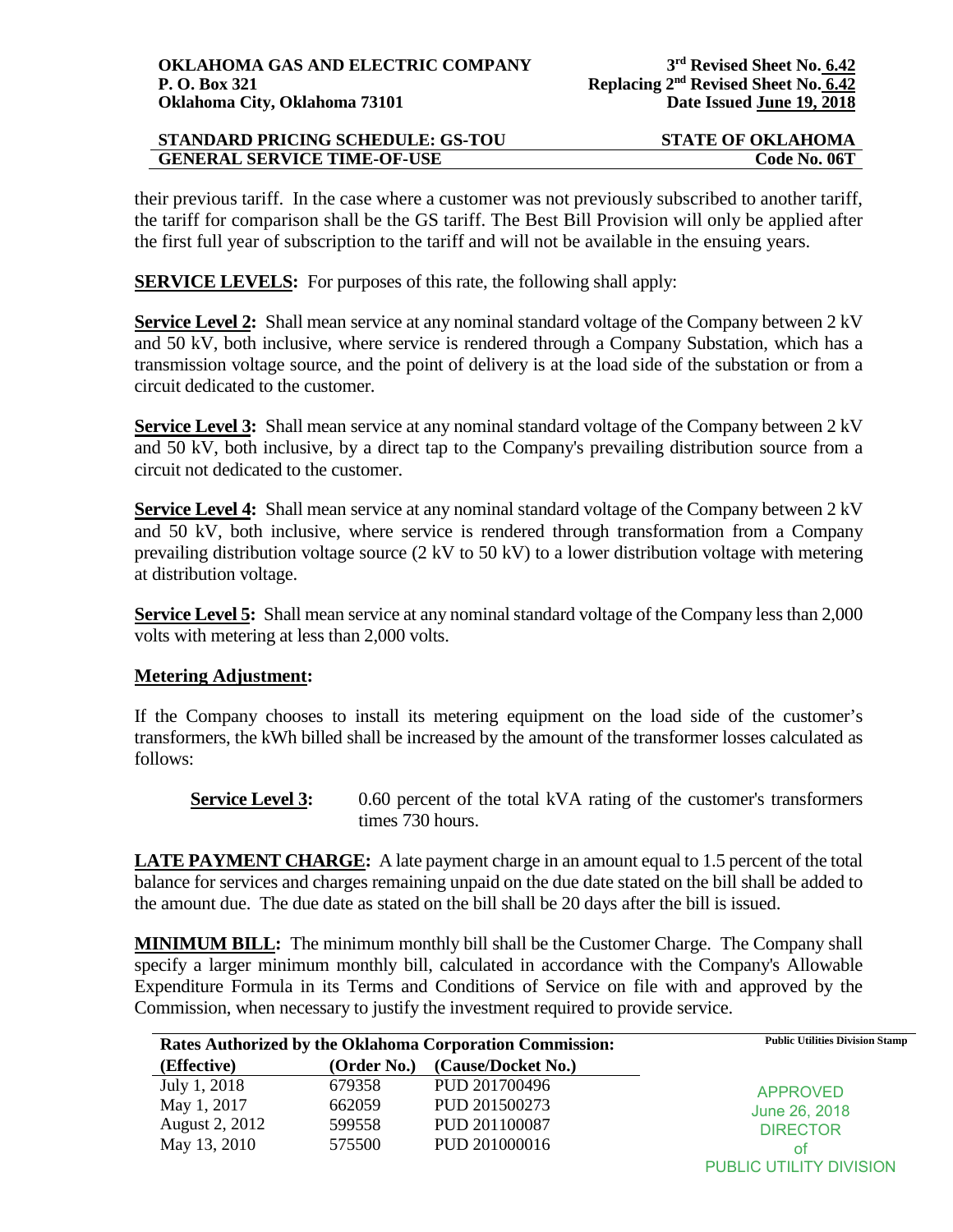their previous tariff. In the case where a customer was not previously subscribed to another tariff, the tariff for comparison shall be the GS tariff. The Best Bill Provision will only be applied after the first full year of subscription to the tariff and will not be available in the ensuing years.

**SERVICE LEVELS:** For purposes of this rate, the following shall apply:

**Service Level 2:** Shall mean service at any nominal standard voltage of the Company between 2 kV and 50 kV, both inclusive, where service is rendered through a Company Substation, which has a transmission voltage source, and the point of delivery is at the load side of the substation or from a circuit dedicated to the customer.

**Service Level 3:** Shall mean service at any nominal standard voltage of the Company between 2 kV and 50 kV, both inclusive, by a direct tap to the Company's prevailing distribution source from a circuit not dedicated to the customer.

**Service Level 4:** Shall mean service at any nominal standard voltage of the Company between 2 kV and 50 kV, both inclusive, where service is rendered through transformation from a Company prevailing distribution voltage source (2 kV to 50 kV) to a lower distribution voltage with metering at distribution voltage.

**Service Level 5:** Shall mean service at any nominal standard voltage of the Company less than 2,000 volts with metering at less than 2,000 volts.

**Metering Adjustment:**

If the Company chooses to install its metering equipment on the load side of the customer's transformers, the kWh billed shall be increased by the amount of the transformer losses calculated as follows:

**Service Level 3:** 0.60 percent of the total kVA rating of the customer's transformers times 730 hours.

**LATE PAYMENT CHARGE:** A late payment charge in an amount equal to 1.5 percent of the total balance for services and charges remaining unpaid on the due date stated on the bill shall be added to the amount due. The due date as stated on the bill shall be 20 days after the bill is issued.

**MINIMUM BILL:** The minimum monthly bill shall be the Customer Charge. The Company shall specify a larger minimum monthly bill, calculated in accordance with the Company's Allowable Expenditure Formula in its Terms and Conditions of Service on file with and approved by the Commission, when necessary to justify the investment required to provide service.

**Rates Authorized by the Oklahoma Corporation Commission:**

| (Effective) | (Order No.) | (Cause/Docket No.) |
|---|---|---|
| July 1, 2018 | 679358 | PUD 201700496 |
| May 1, 2017 | 662059 | PUD 201500273 |
| August 2, 2012 | 599558 | PUD 201100087 |
| May 13, 2010 | 575500 | PUD 201000016 |

Public Utilities Division Stamp

APPROVED
June 26, 2018
DIRECTOR
of
PUBLIC UTILITY DIVISION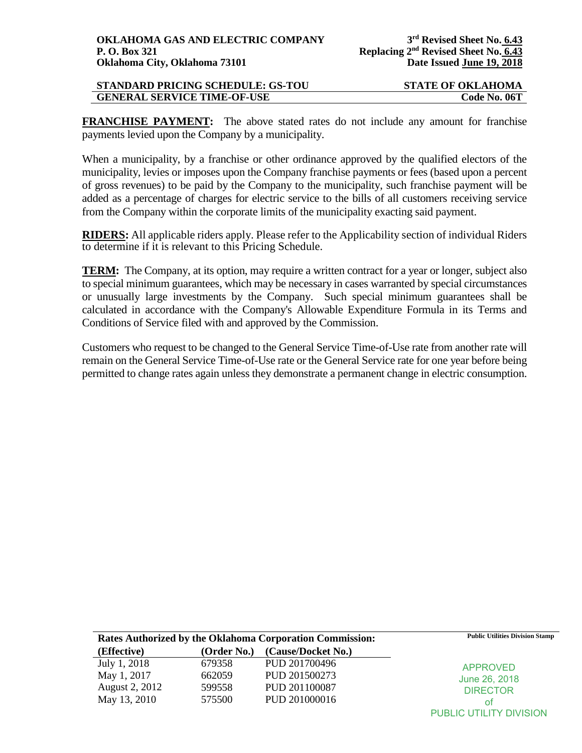**FRANCHISE PAYMENT:** The above stated rates do not include any amount for franchise payments levied upon the Company by a municipality.

When a municipality, by a franchise or other ordinance approved by the qualified electors of the municipality, levies or imposes upon the Company franchise payments or fees (based upon a percent of gross revenues) to be paid by the Company to the municipality, such franchise payment will be added as a percentage of charges for electric service to the bills of all customers receiving service from the Company within the corporate limits of the municipality exacting said payment.

**RIDERS:** All applicable riders apply. Please refer to the Applicability section of individual Riders to determine if it is relevant to this Pricing Schedule.

**TERM:** The Company, at its option, may require a written contract for a year or longer, subject also to special minimum guarantees, which may be necessary in cases warranted by special circumstances or unusually large investments by the Company. Such special minimum guarantees shall be calculated in accordance with the Company's Allowable Expenditure Formula in its Terms and Conditions of Service filed with and approved by the Commission.

Customers who request to be changed to the General Service Time-of-Use rate from another rate will remain on the General Service Time-of-Use rate or the General Service rate for one year before being permitted to change rates again unless they demonstrate a permanent change in electric consumption.

**Rates Authorized by the Oklahoma Corporation Commission:**

| (Effective) | (Order No.) | (Cause/Docket No.) |
|---|---|---|
| July 1, 2018 | 679358 | PUD 201700496 |
| May 1, 2017 | 662059 | PUD 201500273 |
| August 2, 2012 | 599558 | PUD 201100087 |
| May 13, 2010 | 575500 | PUD 201000016 |

Public Utilities Division Stamp

APPROVED
June 26, 2018
DIRECTOR
of
PUBLIC UTILITY DIVISION